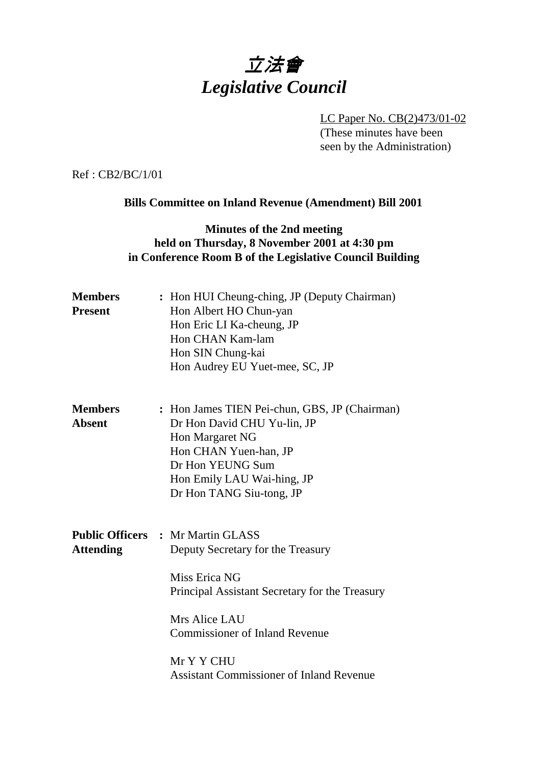# 立法會
# *Legislative Council*

LC Paper No. CB(2)473/01-02
(These minutes have been seen by the Administration)

Ref : CB2/BC/1/01

**Bills Committee on Inland Revenue (Amendment) Bill 2001**

**Minutes of the 2nd meeting held on Thursday, 8 November 2001 at 4:30 pm in Conference Room B of the Legislative Council Building**

**Members Present** : Hon HUI Cheung-ching, JP (Deputy Chairman)
Hon Albert HO Chun-yan
Hon Eric LI Ka-cheung, JP
Hon CHAN Kam-lam
Hon SIN Chung-kai
Hon Audrey EU Yuet-mee, SC, JP

**Members Absent** : Hon James TIEN Pei-chun, GBS, JP (Chairman)
Dr Hon David CHU Yu-lin, JP
Hon Margaret NG
Hon CHAN Yuen-han, JP
Dr Hon YEUNG Sum
Hon Emily LAU Wai-hing, JP
Dr Hon TANG Siu-tong, JP

**Public Officers Attending** : Mr Martin GLASS
Deputy Secretary for the Treasury

Miss Erica NG
Principal Assistant Secretary for the Treasury

Mrs Alice LAU
Commissioner of Inland Revenue

Mr Y Y CHU
Assistant Commissioner of Inland Revenue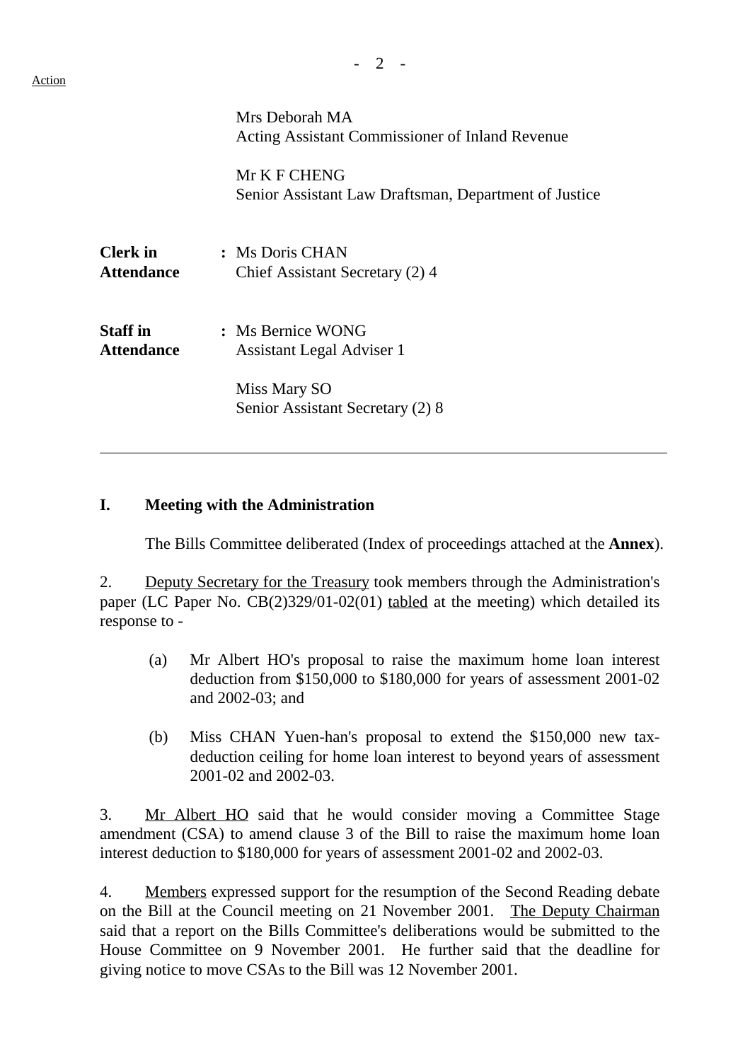Mrs Deborah MA
Acting Assistant Commissioner of Inland Revenue

Mr K F CHENG
Senior Assistant Law Draftsman, Department of Justice

**Clerk in Attendance** : Ms Doris CHAN
Chief Assistant Secretary (2) 4

**Staff in Attendance** : Ms Bernice WONG
Assistant Legal Adviser 1

Miss Mary SO
Senior Assistant Secretary (2) 8

---

## I. Meeting with the Administration

The Bills Committee deliberated (Index of proceedings attached at the **Annex**).

2. Deputy Secretary for the Treasury took members through the Administration's paper (LC Paper No. CB(2)329/01-02(01) tabled at the meeting) which detailed its response to -

(a) Mr Albert HO's proposal to raise the maximum home loan interest deduction from $150,000 to $180,000 for years of assessment 2001-02 and 2002-03; and

(b) Miss CHAN Yuen-han's proposal to extend the $150,000 new tax-deduction ceiling for home loan interest to beyond years of assessment 2001-02 and 2002-03.

3. Mr Albert HO said that he would consider moving a Committee Stage amendment (CSA) to amend clause 3 of the Bill to raise the maximum home loan interest deduction to $180,000 for years of assessment 2001-02 and 2002-03.

4. Members expressed support for the resumption of the Second Reading debate on the Bill at the Council meeting on 21 November 2001. The Deputy Chairman said that a report on the Bills Committee's deliberations would be submitted to the House Committee on 9 November 2001. He further said that the deadline for giving notice to move CSAs to the Bill was 12 November 2001.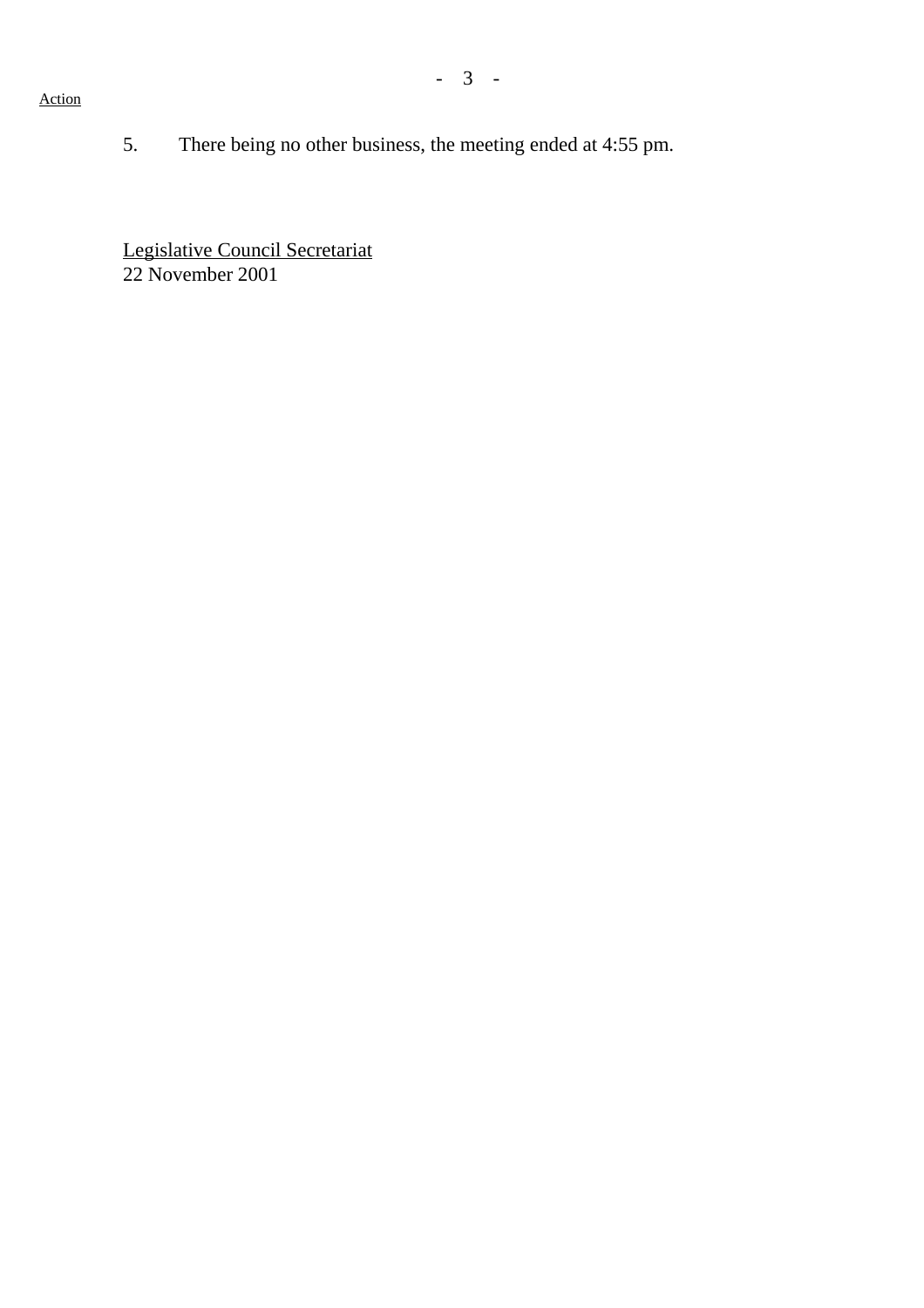Action

5. There being no other business, the meeting ended at 4:55 pm.

Legislative Council Secretariat
22 November 2001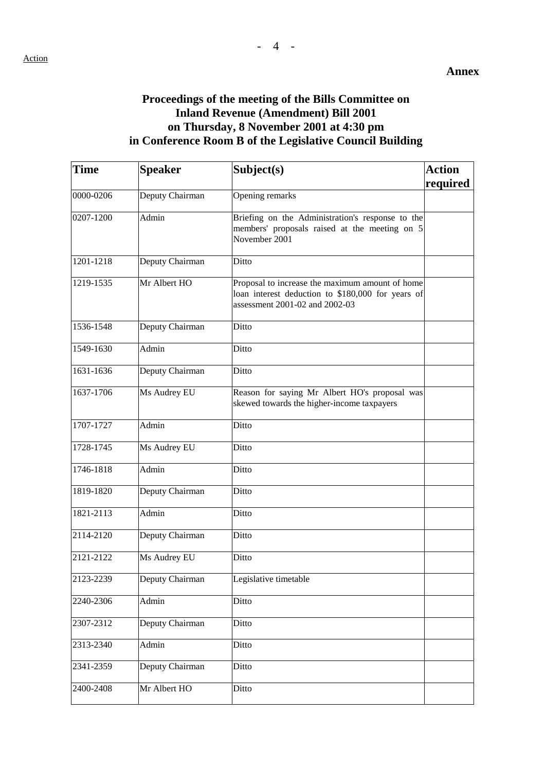Action

**Annex**

**Proceedings of the meeting of the Bills Committee on Inland Revenue (Amendment) Bill 2001 on Thursday, 8 November 2001 at 4:30 pm in Conference Room B of the Legislative Council Building**

| Time | Speaker | Subject(s) | Action required |
|---|---|---|---|
| 0000-0206 | Deputy Chairman | Opening remarks | |
| 0207-1200 | Admin | Briefing on the Administration's response to the members' proposals raised at the meeting on 5 November 2001 | |
| 1201-1218 | Deputy Chairman | Ditto | |
| 1219-1535 | Mr Albert HO | Proposal to increase the maximum amount of home loan interest deduction to $180,000 for years of assessment 2001-02 and 2002-03 | |
| 1536-1548 | Deputy Chairman | Ditto | |
| 1549-1630 | Admin | Ditto | |
| 1631-1636 | Deputy Chairman | Ditto | |
| 1637-1706 | Ms Audrey EU | Reason for saying Mr Albert HO's proposal was skewed towards the higher-income taxpayers | |
| 1707-1727 | Admin | Ditto | |
| 1728-1745 | Ms Audrey EU | Ditto | |
| 1746-1818 | Admin | Ditto | |
| 1819-1820 | Deputy Chairman | Ditto | |
| 1821-2113 | Admin | Ditto | |
| 2114-2120 | Deputy Chairman | Ditto | |
| 2121-2122 | Ms Audrey EU | Ditto | |
| 2123-2239 | Deputy Chairman | Legislative timetable | |
| 2240-2306 | Admin | Ditto | |
| 2307-2312 | Deputy Chairman | Ditto | |
| 2313-2340 | Admin | Ditto | |
| 2341-2359 | Deputy Chairman | Ditto | |
| 2400-2408 | Mr Albert HO | Ditto | |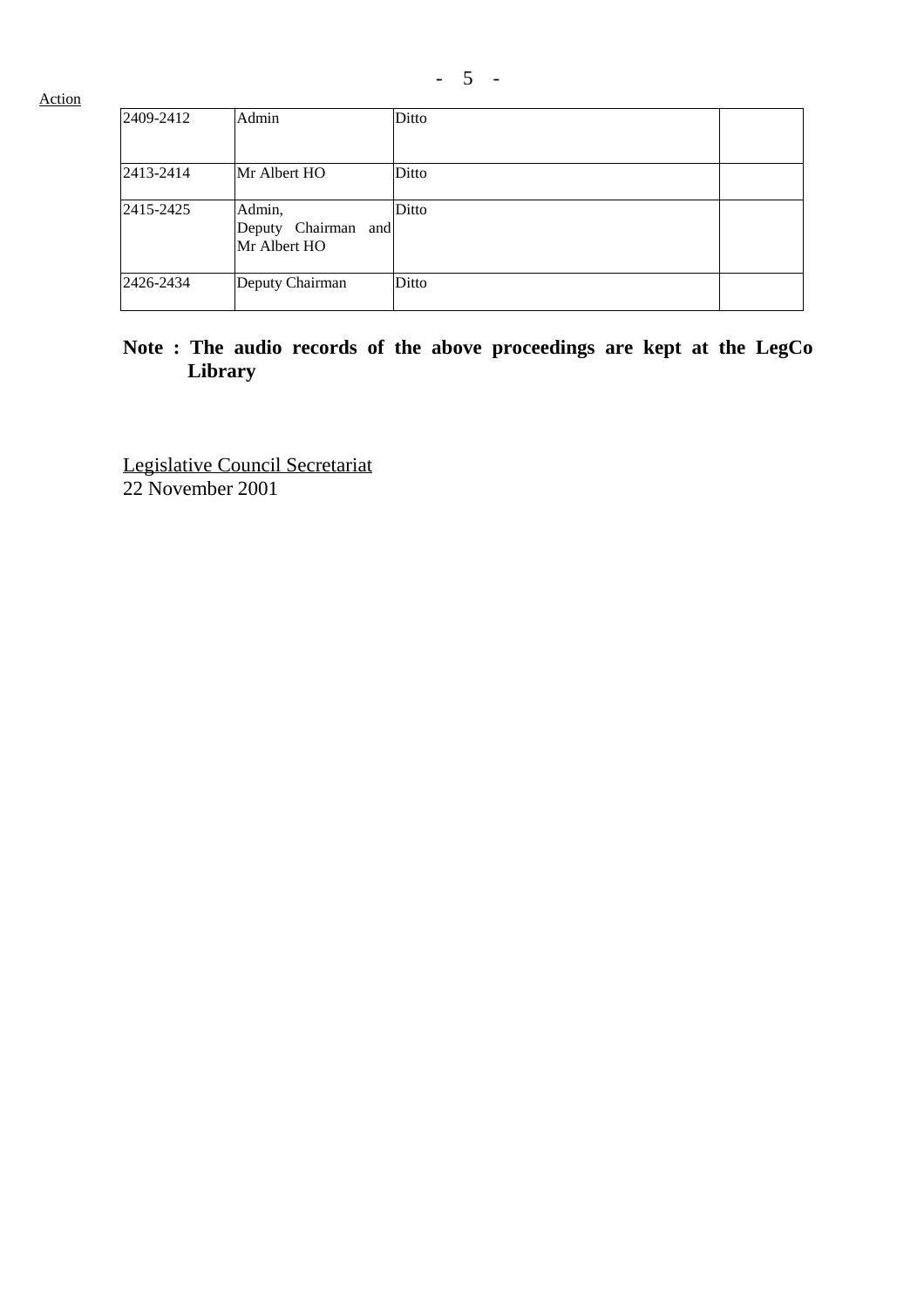Action

| | | | |
|---|---|---|---|
| 2409-2412 | Admin | Ditto | |
| 2413-2414 | Mr Albert HO | Ditto | |
| 2415-2425 | Admin, Deputy Chairman and Mr Albert HO | Ditto | |
| 2426-2434 | Deputy Chairman | Ditto | |

**Note : The audio records of the above proceedings are kept at the LegCo Library**

Legislative Council Secretariat
22 November 2001